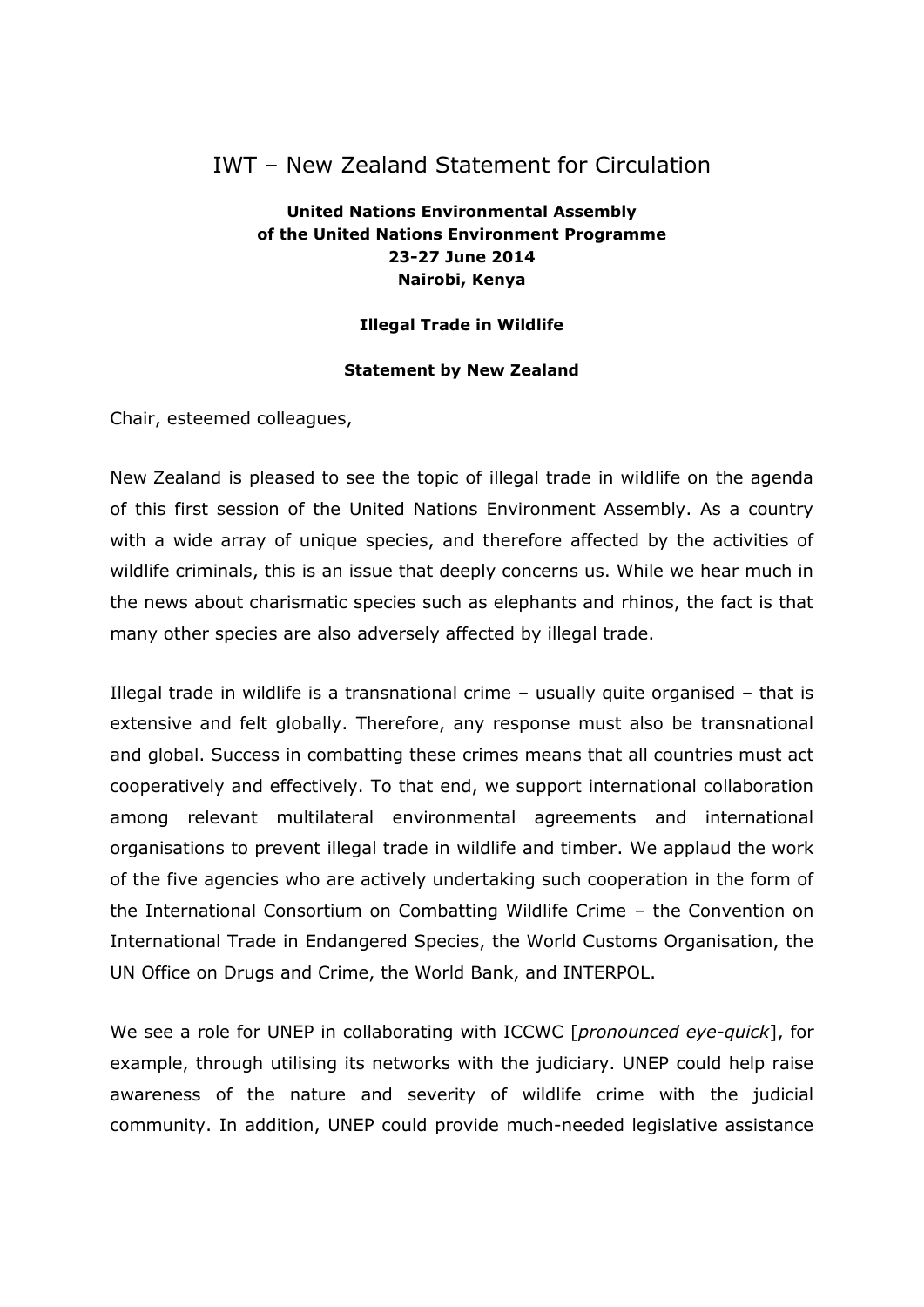# IWT – New Zealand Statement for Circulation

**United Nations Environmental Assembly**
**of the United Nations Environment Programme**
**23-27 June 2014**
**Nairobi, Kenya**

**Illegal Trade in Wildlife**

**Statement by New Zealand**

Chair, esteemed colleagues,

New Zealand is pleased to see the topic of illegal trade in wildlife on the agenda of this first session of the United Nations Environment Assembly. As a country with a wide array of unique species, and therefore affected by the activities of wildlife criminals, this is an issue that deeply concerns us. While we hear much in the news about charismatic species such as elephants and rhinos, the fact is that many other species are also adversely affected by illegal trade.

Illegal trade in wildlife is a transnational crime – usually quite organised – that is extensive and felt globally. Therefore, any response must also be transnational and global. Success in combatting these crimes means that all countries must act cooperatively and effectively. To that end, we support international collaboration among relevant multilateral environmental agreements and international organisations to prevent illegal trade in wildlife and timber. We applaud the work of the five agencies who are actively undertaking such cooperation in the form of the International Consortium on Combatting Wildlife Crime – the Convention on International Trade in Endangered Species, the World Customs Organisation, the UN Office on Drugs and Crime, the World Bank, and INTERPOL.

We see a role for UNEP in collaborating with ICCWC [*pronounced eye-quick*], for example, through utilising its networks with the judiciary. UNEP could help raise awareness of the nature and severity of wildlife crime with the judicial community. In addition, UNEP could provide much-needed legislative assistance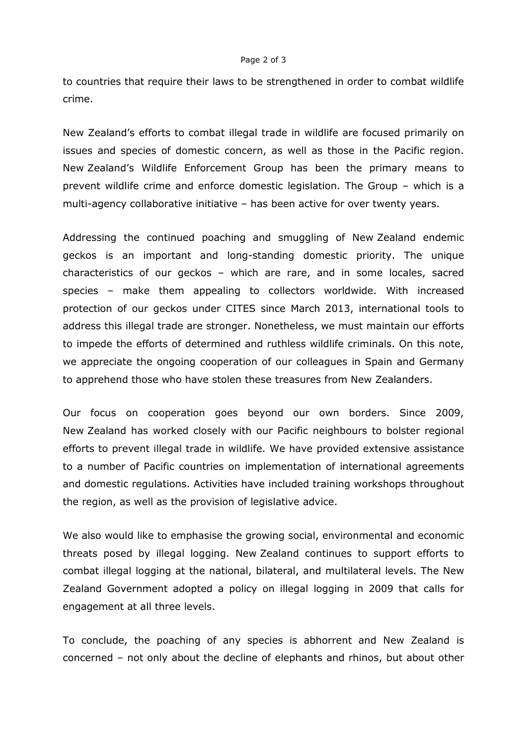to countries that require their laws to be strengthened in order to combat wildlife crime.

New Zealand's efforts to combat illegal trade in wildlife are focused primarily on issues and species of domestic concern, as well as those in the Pacific region. New Zealand's Wildlife Enforcement Group has been the primary means to prevent wildlife crime and enforce domestic legislation. The Group – which is a multi-agency collaborative initiative – has been active for over twenty years.

Addressing the continued poaching and smuggling of New Zealand endemic geckos is an important and long-standing domestic priority. The unique characteristics of our geckos – which are rare, and in some locales, sacred species – make them appealing to collectors worldwide. With increased protection of our geckos under CITES since March 2013, international tools to address this illegal trade are stronger. Nonetheless, we must maintain our efforts to impede the efforts of determined and ruthless wildlife criminals. On this note, we appreciate the ongoing cooperation of our colleagues in Spain and Germany to apprehend those who have stolen these treasures from New Zealanders.

Our focus on cooperation goes beyond our own borders. Since 2009, New Zealand has worked closely with our Pacific neighbours to bolster regional efforts to prevent illegal trade in wildlife. We have provided extensive assistance to a number of Pacific countries on implementation of international agreements and domestic regulations. Activities have included training workshops throughout the region, as well as the provision of legislative advice.

We also would like to emphasise the growing social, environmental and economic threats posed by illegal logging. New Zealand continues to support efforts to combat illegal logging at the national, bilateral, and multilateral levels. The New Zealand Government adopted a policy on illegal logging in 2009 that calls for engagement at all three levels.

To conclude, the poaching of any species is abhorrent and New Zealand is concerned – not only about the decline of elephants and rhinos, but about other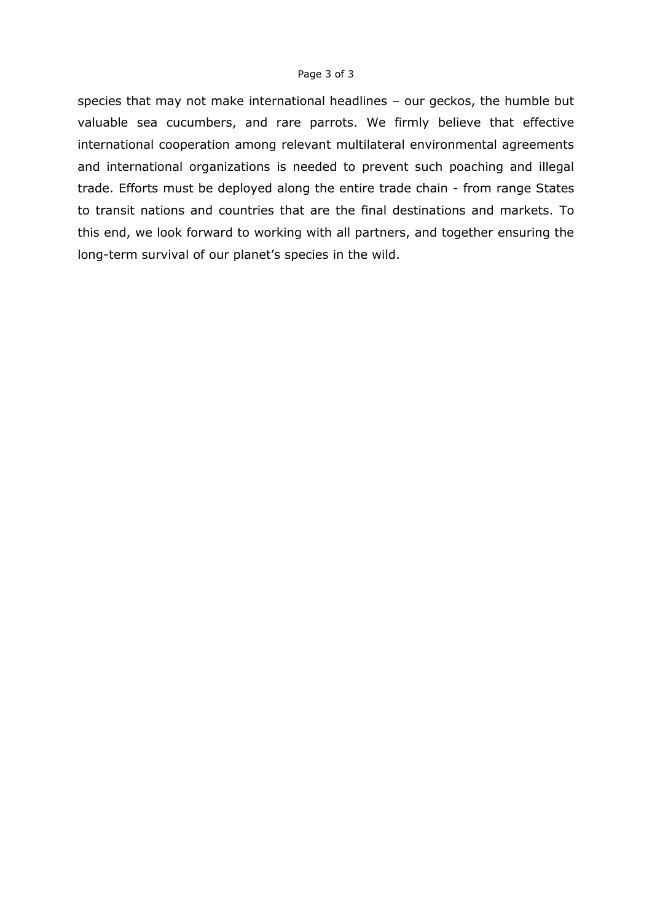species that may not make international headlines – our geckos, the humble but valuable sea cucumbers, and rare parrots. We firmly believe that effective international cooperation among relevant multilateral environmental agreements and international organizations is needed to prevent such poaching and illegal trade. Efforts must be deployed along the entire trade chain - from range States to transit nations and countries that are the final destinations and markets. To this end, we look forward to working with all partners, and together ensuring the long-term survival of our planet's species in the wild.